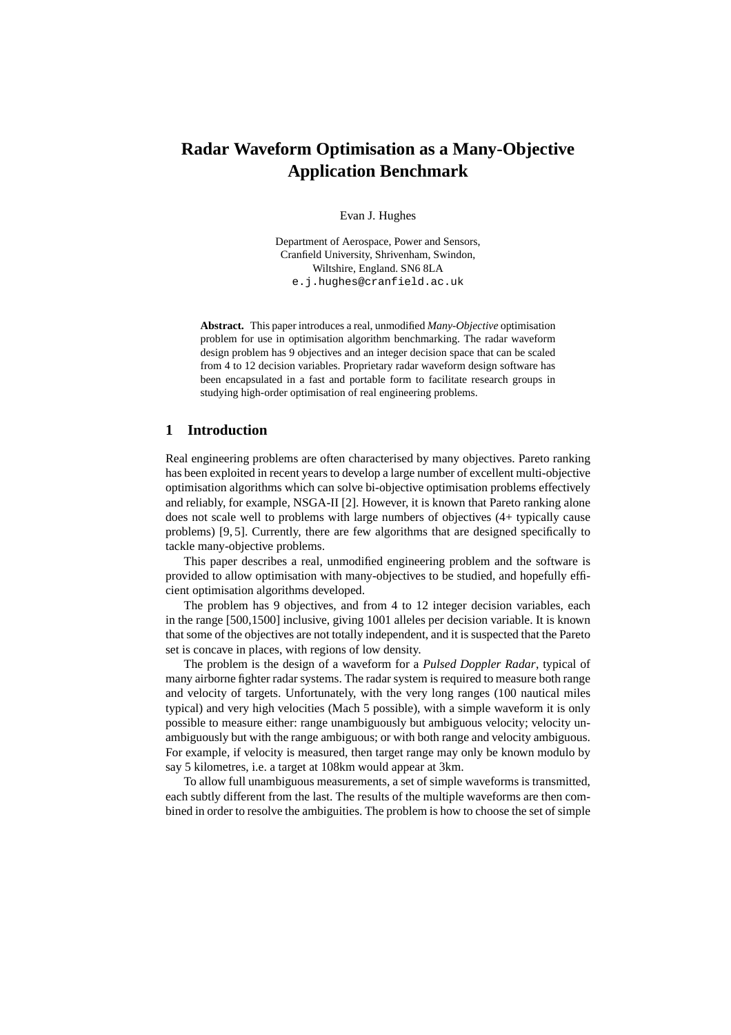# Radar Waveform Optimisation as a Many-Objective Application Benchmark

Evan J. Hughes

Department of Aerospace, Power and Sensors,
Cranfield University, Shrivenham, Swindon,
Wiltshire, England. SN6 8LA
e.j.hughes@cranfield.ac.uk

**Abstract.** This paper introduces a real, unmodified *Many-Objective* optimisation problem for use in optimisation algorithm benchmarking. The radar waveform design problem has 9 objectives and an integer decision space that can be scaled from 4 to 12 decision variables. Proprietary radar waveform design software has been encapsulated in a fast and portable form to facilitate research groups in studying high-order optimisation of real engineering problems.

## 1 Introduction

Real engineering problems are often characterised by many objectives. Pareto ranking has been exploited in recent years to develop a large number of excellent multi-objective optimisation algorithms which can solve bi-objective optimisation problems effectively and reliably, for example, NSGA-II [2]. However, it is known that Pareto ranking alone does not scale well to problems with large numbers of objectives (4+ typically cause problems) [9, 5]. Currently, there are few algorithms that are designed specifically to tackle many-objective problems.

This paper describes a real, unmodified engineering problem and the software is provided to allow optimisation with many-objectives to be studied, and hopefully efficient optimisation algorithms developed.

The problem has 9 objectives, and from 4 to 12 integer decision variables, each in the range [500,1500] inclusive, giving 1001 alleles per decision variable. It is known that some of the objectives are not totally independent, and it is suspected that the Pareto set is concave in places, with regions of low density.

The problem is the design of a waveform for a *Pulsed Doppler Radar*, typical of many airborne fighter radar systems. The radar system is required to measure both range and velocity of targets. Unfortunately, with the very long ranges (100 nautical miles typical) and very high velocities (Mach 5 possible), with a simple waveform it is only possible to measure either: range unambiguously but ambiguous velocity; velocity unambiguously but with the range ambiguous; or with both range and velocity ambiguous. For example, if velocity is measured, then target range may only be known modulo by say 5 kilometres, i.e. a target at 108km would appear at 3km.

To allow full unambiguous measurements, a set of simple waveforms is transmitted, each subtly different from the last. The results of the multiple waveforms are then combined in order to resolve the ambiguities. The problem is how to choose the set of simple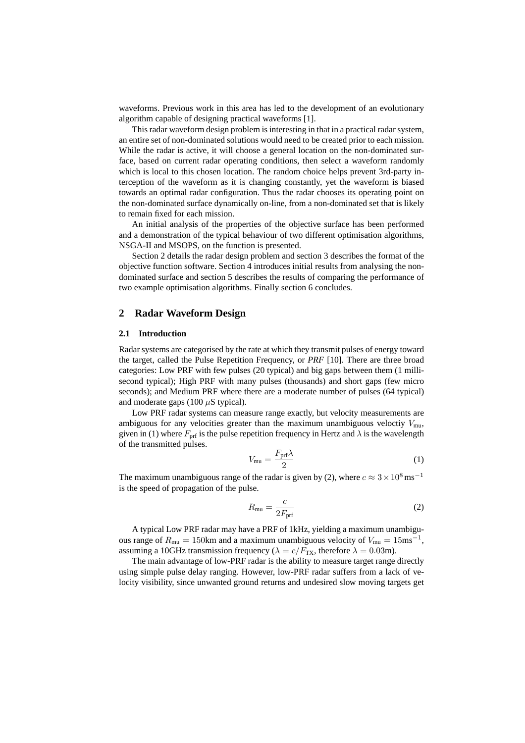waveforms. Previous work in this area has led to the development of an evolutionary algorithm capable of designing practical waveforms [1].

This radar waveform design problem is interesting in that in a practical radar system, an entire set of non-dominated solutions would need to be created prior to each mission. While the radar is active, it will choose a general location on the non-dominated surface, based on current radar operating conditions, then select a waveform randomly which is local to this chosen location. The random choice helps prevent 3rd-party interception of the waveform as it is changing constantly, yet the waveform is biased towards an optimal radar configuration. Thus the radar chooses its operating point on the non-dominated surface dynamically on-line, from a non-dominated set that is likely to remain fixed for each mission.

An initial analysis of the properties of the objective surface has been performed and a demonstration of the typical behaviour of two different optimisation algorithms, NSGA-II and MSOPS, on the function is presented.

Section 2 details the radar design problem and section 3 describes the format of the objective function software. Section 4 introduces initial results from analysing the non-dominated surface and section 5 describes the results of comparing the performance of two example optimisation algorithms. Finally section 6 concludes.

## 2 Radar Waveform Design

### 2.1 Introduction

Radar systems are categorised by the rate at which they transmit pulses of energy toward the target, called the Pulse Repetition Frequency, or *PRF* [10]. There are three broad categories: Low PRF with few pulses (20 typical) and big gaps between them (1 millisecond typical); High PRF with many pulses (thousands) and short gaps (few micro seconds); and Medium PRF where there are a moderate number of pulses (64 typical) and moderate gaps (100 $\mu$S typical).

Low PRF radar systems can measure range exactly, but velocity measurements are ambiguous for any velocities greater than the maximum unambiguous velocity $V_{\text{mu}}$, given in (1) where $F_{\text{prf}}$ is the pulse repetition frequency in Hertz and $\lambda$ is the wavelength of the transmitted pulses.

$$V_{\text{mu}} = \frac{F_{\text{prf}}\lambda}{2} \tag{1}$$

The maximum unambiguous range of the radar is given by (2), where $c \approx 3 \times 10^8\,\text{ms}^{-1}$ is the speed of propagation of the pulse.

$$R_{\text{mu}} = \frac{c}{2F_{\text{prf}}} \tag{2}$$

A typical Low PRF radar may have a PRF of 1kHz, yielding a maximum unambiguous range of $R_{\text{mu}} = 150$km and a maximum unambiguous velocity of $V_{\text{mu}} = 15\text{ms}^{-1}$, assuming a 10GHz transmission frequency ($\lambda = c/F_{\text{TX}}$, therefore $\lambda = 0.03$m).

The main advantage of low-PRF radar is the ability to measure target range directly using simple pulse delay ranging. However, low-PRF radar suffers from a lack of velocity visibility, since unwanted ground returns and undesired slow moving targets get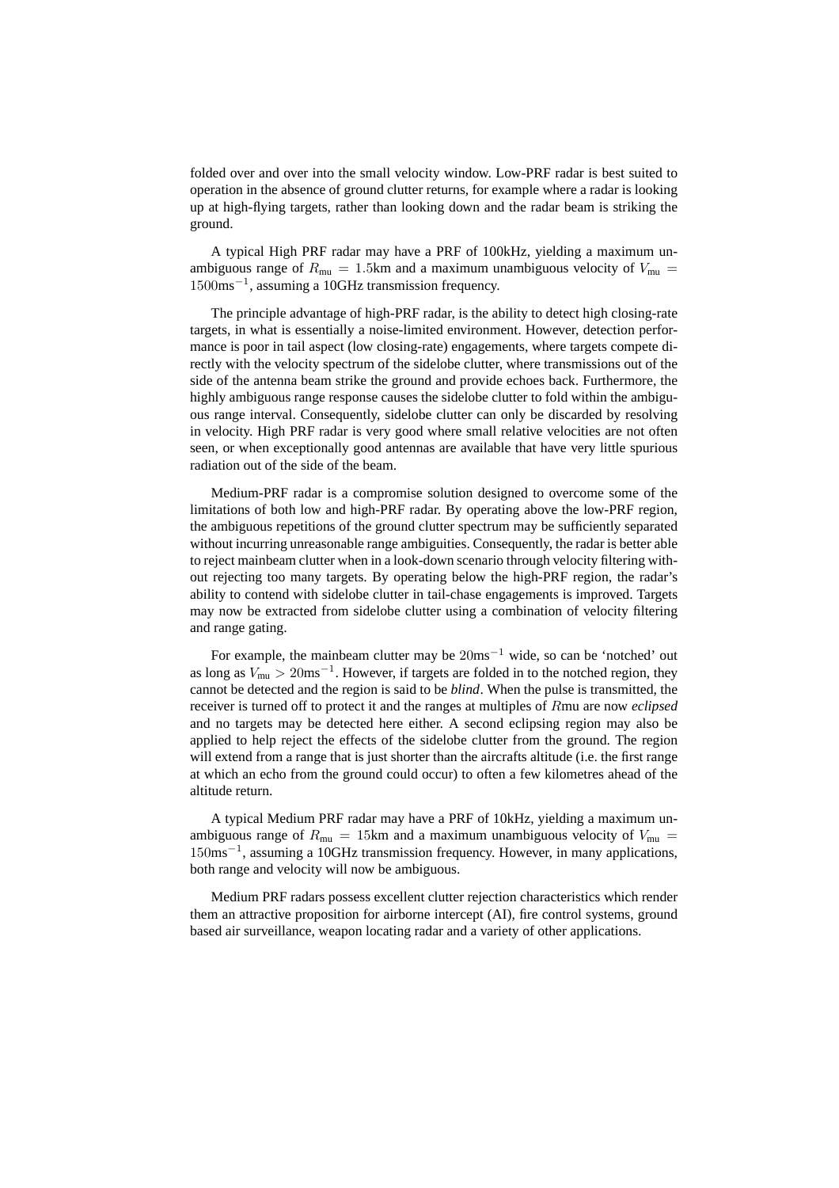folded over and over into the small velocity window. Low-PRF radar is best suited to operation in the absence of ground clutter returns, for example where a radar is looking up at high-flying targets, rather than looking down and the radar beam is striking the ground.

A typical High PRF radar may have a PRF of 100kHz, yielding a maximum unambiguous range of $R_{\text{mu}} = 1.5$km and a maximum unambiguous velocity of $V_{\text{mu}} = 1500\text{ms}^{-1}$, assuming a 10GHz transmission frequency.

The principle advantage of high-PRF radar, is the ability to detect high closing-rate targets, in what is essentially a noise-limited environment. However, detection performance is poor in tail aspect (low closing-rate) engagements, where targets compete directly with the velocity spectrum of the sidelobe clutter, where transmissions out of the side of the antenna beam strike the ground and provide echoes back. Furthermore, the highly ambiguous range response causes the sidelobe clutter to fold within the ambiguous range interval. Consequently, sidelobe clutter can only be discarded by resolving in velocity. High PRF radar is very good where small relative velocities are not often seen, or when exceptionally good antennas are available that have very little spurious radiation out of the side of the beam.

Medium-PRF radar is a compromise solution designed to overcome some of the limitations of both low and high-PRF radar. By operating above the low-PRF region, the ambiguous repetitions of the ground clutter spectrum may be sufficiently separated without incurring unreasonable range ambiguities. Consequently, the radar is better able to reject mainbeam clutter when in a look-down scenario through velocity filtering without rejecting too many targets. By operating below the high-PRF region, the radar's ability to contend with sidelobe clutter in tail-chase engagements is improved. Targets may now be extracted from sidelobe clutter using a combination of velocity filtering and range gating.

For example, the mainbeam clutter may be $20\text{ms}^{-1}$ wide, so can be 'notched' out as long as $V_{\text{mu}} > 20\text{ms}^{-1}$. However, if targets are folded in to the notched region, they cannot be detected and the region is said to be *blind*. When the pulse is transmitted, the receiver is turned off to protect it and the ranges at multiples of $R$mu are now *eclipsed* and no targets may be detected here either. A second eclipsing region may also be applied to help reject the effects of the sidelobe clutter from the ground. The region will extend from a range that is just shorter than the aircrafts altitude (i.e. the first range at which an echo from the ground could occur) to often a few kilometres ahead of the altitude return.

A typical Medium PRF radar may have a PRF of 10kHz, yielding a maximum unambiguous range of $R_{\text{mu}} = 15$km and a maximum unambiguous velocity of $V_{\text{mu}} = 150\text{ms}^{-1}$, assuming a 10GHz transmission frequency. However, in many applications, both range and velocity will now be ambiguous.

Medium PRF radars possess excellent clutter rejection characteristics which render them an attractive proposition for airborne intercept (AI), fire control systems, ground based air surveillance, weapon locating radar and a variety of other applications.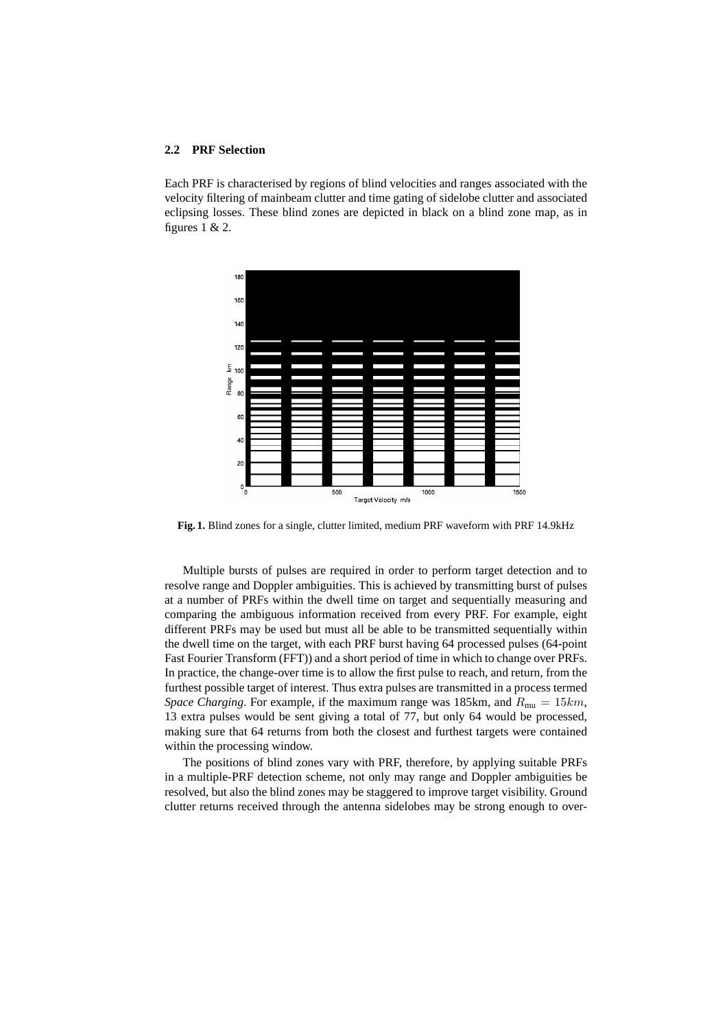### 2.2 PRF Selection

Each PRF is characterised by regions of blind velocities and ranges associated with the velocity filtering of mainbeam clutter and time gating of sidelobe clutter and associated eclipsing losses. These blind zones are depicted in black on a blind zone map, as in figures 1 & 2.

**Fig. 1.** Blind zones for a single, clutter limited, medium PRF waveform with PRF 14.9kHz

Multiple bursts of pulses are required in order to perform target detection and to resolve range and Doppler ambiguities. This is achieved by transmitting burst of pulses at a number of PRFs within the dwell time on target and sequentially measuring and comparing the ambiguous information received from every PRF. For example, eight different PRFs may be used but must all be able to be transmitted sequentially within the dwell time on the target, with each PRF burst having 64 processed pulses (64-point Fast Fourier Transform (FFT)) and a short period of time in which to change over PRFs. In practice, the change-over time is to allow the first pulse to reach, and return, from the furthest possible target of interest. Thus extra pulses are transmitted in a process termed *Space Charging*. For example, if the maximum range was 185km, and $R_{\text{mu}} = 15km$, 13 extra pulses would be sent giving a total of 77, but only 64 would be processed, making sure that 64 returns from both the closest and furthest targets were contained within the processing window.

The positions of blind zones vary with PRF, therefore, by applying suitable PRFs in a multiple-PRF detection scheme, not only may range and Doppler ambiguities be resolved, but also the blind zones may be staggered to improve target visibility. Ground clutter returns received through the antenna sidelobes may be strong enough to over-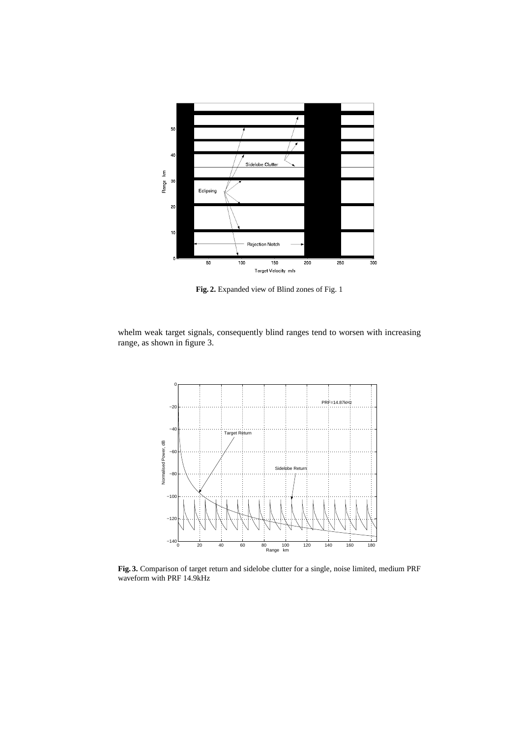**Fig. 2.** Expanded view of Blind zones of Fig. 1

whelm weak target signals, consequently blind ranges tend to worsen with increasing range, as shown in figure 3.

**Fig. 3.** Comparison of target return and sidelobe clutter for a single, noise limited, medium PRF waveform with PRF 14.9kHz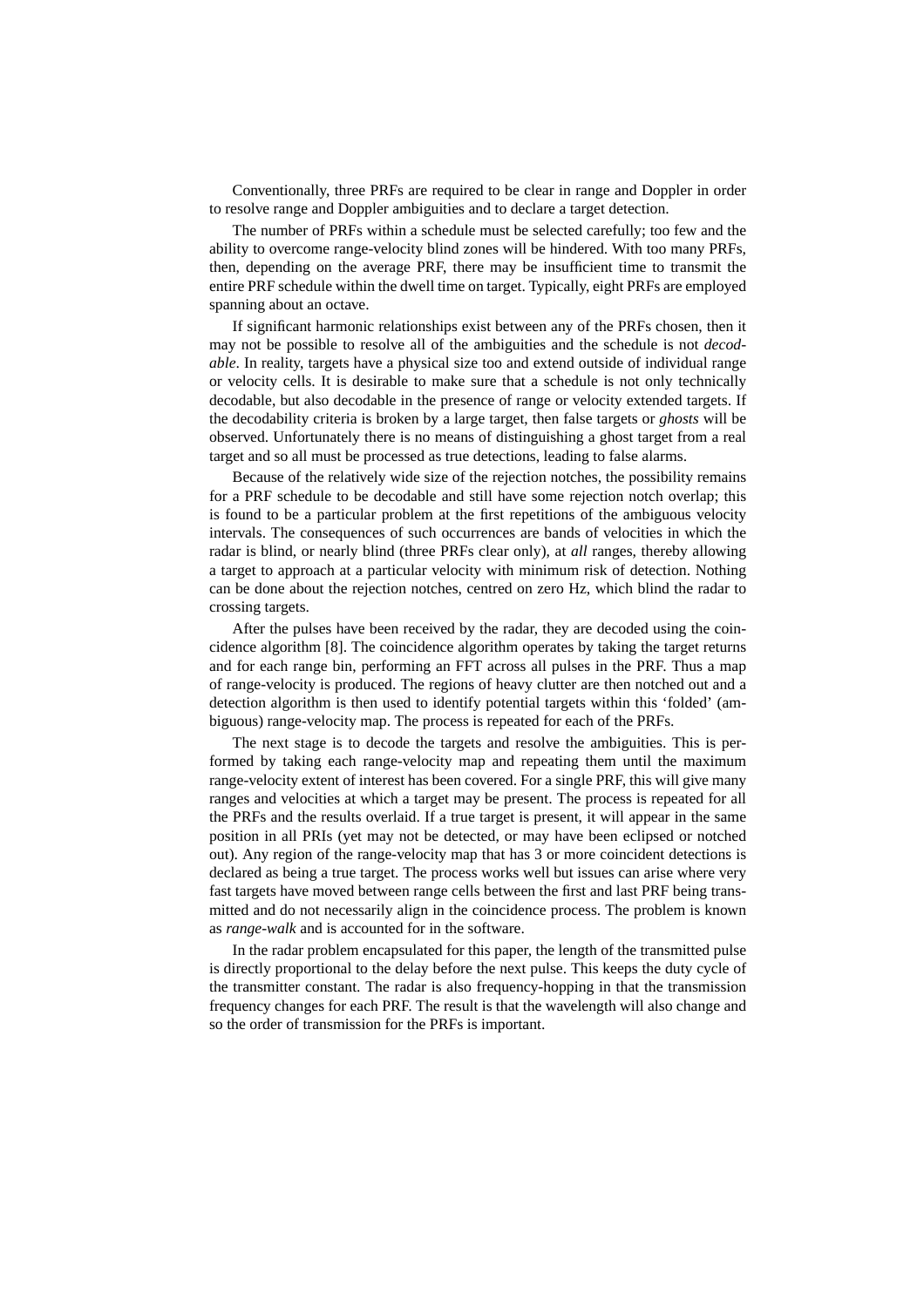Conventionally, three PRFs are required to be clear in range and Doppler in order to resolve range and Doppler ambiguities and to declare a target detection.

The number of PRFs within a schedule must be selected carefully; too few and the ability to overcome range-velocity blind zones will be hindered. With too many PRFs, then, depending on the average PRF, there may be insufficient time to transmit the entire PRF schedule within the dwell time on target. Typically, eight PRFs are employed spanning about an octave.

If significant harmonic relationships exist between any of the PRFs chosen, then it may not be possible to resolve all of the ambiguities and the schedule is not *decodable*. In reality, targets have a physical size too and extend outside of individual range or velocity cells. It is desirable to make sure that a schedule is not only technically decodable, but also decodable in the presence of range or velocity extended targets. If the decodability criteria is broken by a large target, then false targets or *ghosts* will be observed. Unfortunately there is no means of distinguishing a ghost target from a real target and so all must be processed as true detections, leading to false alarms.

Because of the relatively wide size of the rejection notches, the possibility remains for a PRF schedule to be decodable and still have some rejection notch overlap; this is found to be a particular problem at the first repetitions of the ambiguous velocity intervals. The consequences of such occurrences are bands of velocities in which the radar is blind, or nearly blind (three PRFs clear only), at *all* ranges, thereby allowing a target to approach at a particular velocity with minimum risk of detection. Nothing can be done about the rejection notches, centred on zero Hz, which blind the radar to crossing targets.

After the pulses have been received by the radar, they are decoded using the coincidence algorithm [8]. The coincidence algorithm operates by taking the target returns and for each range bin, performing an FFT across all pulses in the PRF. Thus a map of range-velocity is produced. The regions of heavy clutter are then notched out and a detection algorithm is then used to identify potential targets within this 'folded' (ambiguous) range-velocity map. The process is repeated for each of the PRFs.

The next stage is to decode the targets and resolve the ambiguities. This is performed by taking each range-velocity map and repeating them until the maximum range-velocity extent of interest has been covered. For a single PRF, this will give many ranges and velocities at which a target may be present. The process is repeated for all the PRFs and the results overlaid. If a true target is present, it will appear in the same position in all PRIs (yet may not be detected, or may have been eclipsed or notched out). Any region of the range-velocity map that has 3 or more coincident detections is declared as being a true target. The process works well but issues can arise where very fast targets have moved between range cells between the first and last PRF being transmitted and do not necessarily align in the coincidence process. The problem is known as *range-walk* and is accounted for in the software.

In the radar problem encapsulated for this paper, the length of the transmitted pulse is directly proportional to the delay before the next pulse. This keeps the duty cycle of the transmitter constant. The radar is also frequency-hopping in that the transmission frequency changes for each PRF. The result is that the wavelength will also change and so the order of transmission for the PRFs is important.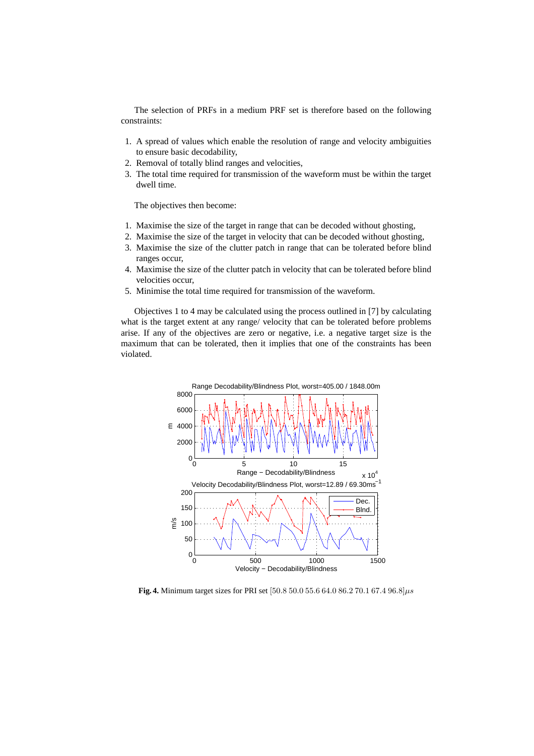The selection of PRFs in a medium PRF set is therefore based on the following constraints:

1. A spread of values which enable the resolution of range and velocity ambiguities to ensure basic decodability,
2. Removal of totally blind ranges and velocities,
3. The total time required for transmission of the waveform must be within the target dwell time.

The objectives then become:

1. Maximise the size of the target in range that can be decoded without ghosting,
2. Maximise the size of the target in velocity that can be decoded without ghosting,
3. Maximise the size of the clutter patch in range that can be tolerated before blind ranges occur,
4. Maximise the size of the clutter patch in velocity that can be tolerated before blind velocities occur,
5. Minimise the total time required for transmission of the waveform.

Objectives 1 to 4 may be calculated using the process outlined in [7] by calculating what is the target extent at any range/ velocity that can be tolerated before problems arise. If any of the objectives are zero or negative, i.e. a negative target size is the maximum that can be tolerated, then it implies that one of the constraints has been violated.

**Fig. 4.** Minimum target sizes for PRI set $[50.8\ 50.0\ 55.6\ 64.0\ 86.2\ 70.1\ 67.4\ 96.8]\mu s$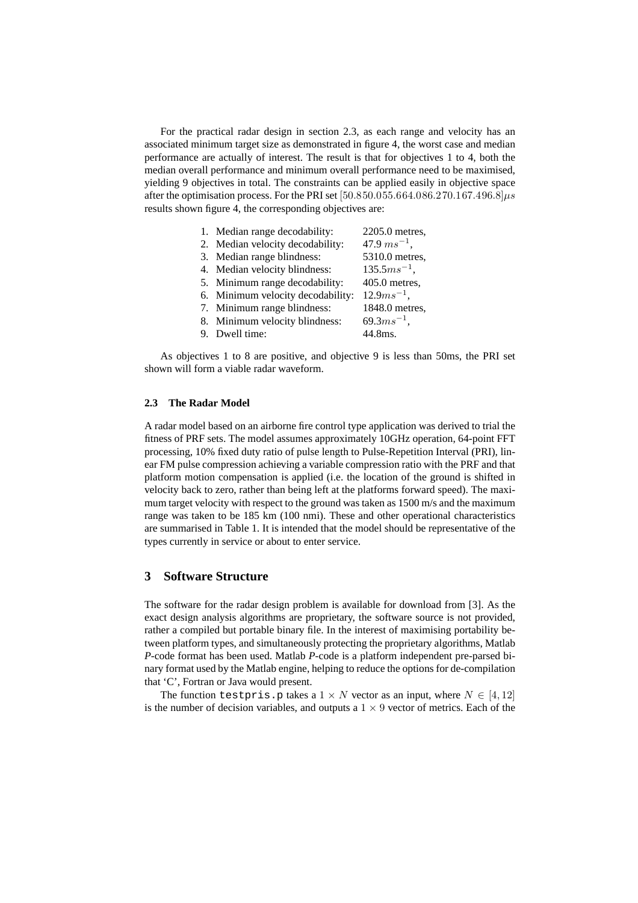For the practical radar design in section 2.3, as each range and velocity has an associated minimum target size as demonstrated in figure 4, the worst case and median performance are actually of interest. The result is that for objectives 1 to 4, both the median overall performance and minimum overall performance need to be maximised, yielding 9 objectives in total. The constraints can be applied easily in objective space after the optimisation process. For the PRI set $[50.850.055.664.086.270.167.496.8]\mu s$ results shown figure 4, the corresponding objectives are:

1. Median range decodability: 2205.0 metres,
2. Median velocity decodability: 47.9 $ms^{-1}$,
3. Median range blindness: 5310.0 metres,
4. Median velocity blindness: $135.5ms^{-1}$,
5. Minimum range decodability: 405.0 metres,
6. Minimum velocity decodability: $12.9ms^{-1}$,
7. Minimum range blindness: 1848.0 metres,
8. Minimum velocity blindness: $69.3ms^{-1}$,
9. Dwell time: 44.8ms.

As objectives 1 to 8 are positive, and objective 9 is less than 50ms, the PRI set shown will form a viable radar waveform.

### 2.3 The Radar Model

A radar model based on an airborne fire control type application was derived to trial the fitness of PRF sets. The model assumes approximately 10GHz operation, 64-point FFT processing, 10% fixed duty ratio of pulse length to Pulse-Repetition Interval (PRI), linear FM pulse compression achieving a variable compression ratio with the PRF and that platform motion compensation is applied (i.e. the location of the ground is shifted in velocity back to zero, rather than being left at the platforms forward speed). The maximum target velocity with respect to the ground was taken as 1500 m/s and the maximum range was taken to be 185 km (100 nmi). These and other operational characteristics are summarised in Table 1. It is intended that the model should be representative of the types currently in service or about to enter service.

## 3 Software Structure

The software for the radar design problem is available for download from [3]. As the exact design analysis algorithms are proprietary, the software source is not provided, rather a compiled but portable binary file. In the interest of maximising portability between platform types, and simultaneously protecting the proprietary algorithms, Matlab *P*-code format has been used. Matlab *P*-code is a platform independent pre-parsed binary format used by the Matlab engine, helping to reduce the options for de-compilation that 'C', Fortran or Java would present.

The function `testpris.p` takes a $1 \times N$ vector as an input, where $N \in [4, 12]$ is the number of decision variables, and outputs a $1 \times 9$ vector of metrics. Each of the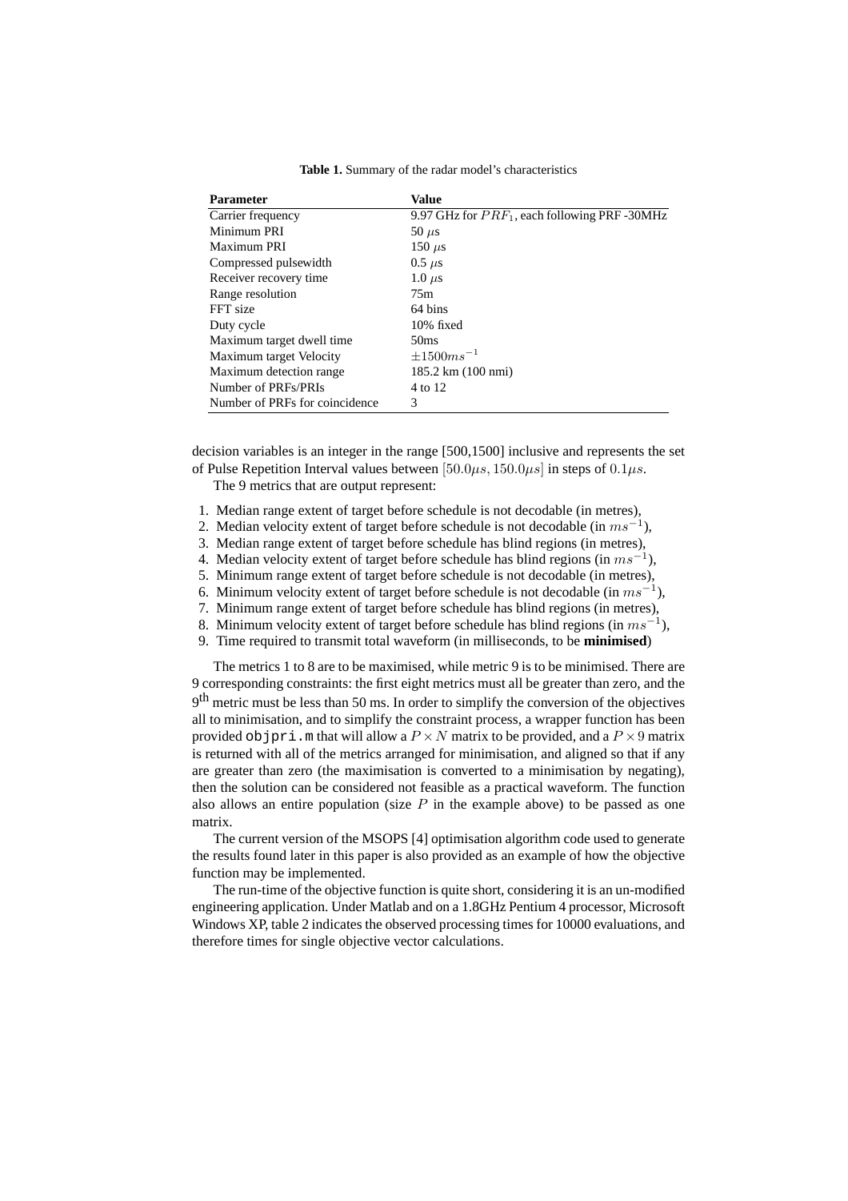**Table 1.** Summary of the radar model's characteristics

| Parameter | Value |
|---|---|
| Carrier frequency | 9.97 GHz for $PRF_1$, each following PRF -30MHz |
| Minimum PRI | 50 $\mu$s |
| Maximum PRI | 150 $\mu$s |
| Compressed pulsewidth | 0.5 $\mu$s |
| Receiver recovery time | 1.0 $\mu$s |
| Range resolution | 75m |
| FFT size | 64 bins |
| Duty cycle | 10% fixed |
| Maximum target dwell time | 50ms |
| Maximum target Velocity | $\pm 1500 ms^{-1}$ |
| Maximum detection range | 185.2 km (100 nmi) |
| Number of PRFs/PRIs | 4 to 12 |
| Number of PRFs for coincidence | 3 |

decision variables is an integer in the range [500,1500] inclusive and represents the set of Pulse Repetition Interval values between $[50.0\mu s, 150.0\mu s]$ in steps of $0.1\mu s$.

The 9 metrics that are output represent:

1. Median range extent of target before schedule is not decodable (in metres),
2. Median velocity extent of target before schedule is not decodable (in $ms^{-1}$),
3. Median range extent of target before schedule has blind regions (in metres),
4. Median velocity extent of target before schedule has blind regions (in $ms^{-1}$),
5. Minimum range extent of target before schedule is not decodable (in metres),
6. Minimum velocity extent of target before schedule is not decodable (in $ms^{-1}$),
7. Minimum range extent of target before schedule has blind regions (in metres),
8. Minimum velocity extent of target before schedule has blind regions (in $ms^{-1}$),
9. Time required to transmit total waveform (in milliseconds, to be **minimised**)

The metrics 1 to 8 are to be maximised, while metric 9 is to be minimised. There are 9 corresponding constraints: the first eight metrics must all be greater than zero, and the 9$^{th}$ metric must be less than 50 ms. In order to simplify the conversion of the objectives all to minimisation, and to simplify the constraint process, a wrapper function has been provided `objpri.m` that will allow a $P \times N$ matrix to be provided, and a $P \times 9$ matrix is returned with all of the metrics arranged for minimisation, and aligned so that if any are greater than zero (the maximisation is converted to a minimisation by negating), then the solution can be considered not feasible as a practical waveform. The function also allows an entire population (size $P$ in the example above) to be passed as one matrix.

The current version of the MSOPS [4] optimisation algorithm code used to generate the results found later in this paper is also provided as an example of how the objective function may be implemented.

The run-time of the objective function is quite short, considering it is an un-modified engineering application. Under Matlab and on a 1.8GHz Pentium 4 processor, Microsoft Windows XP, table 2 indicates the observed processing times for 10000 evaluations, and therefore times for single objective vector calculations.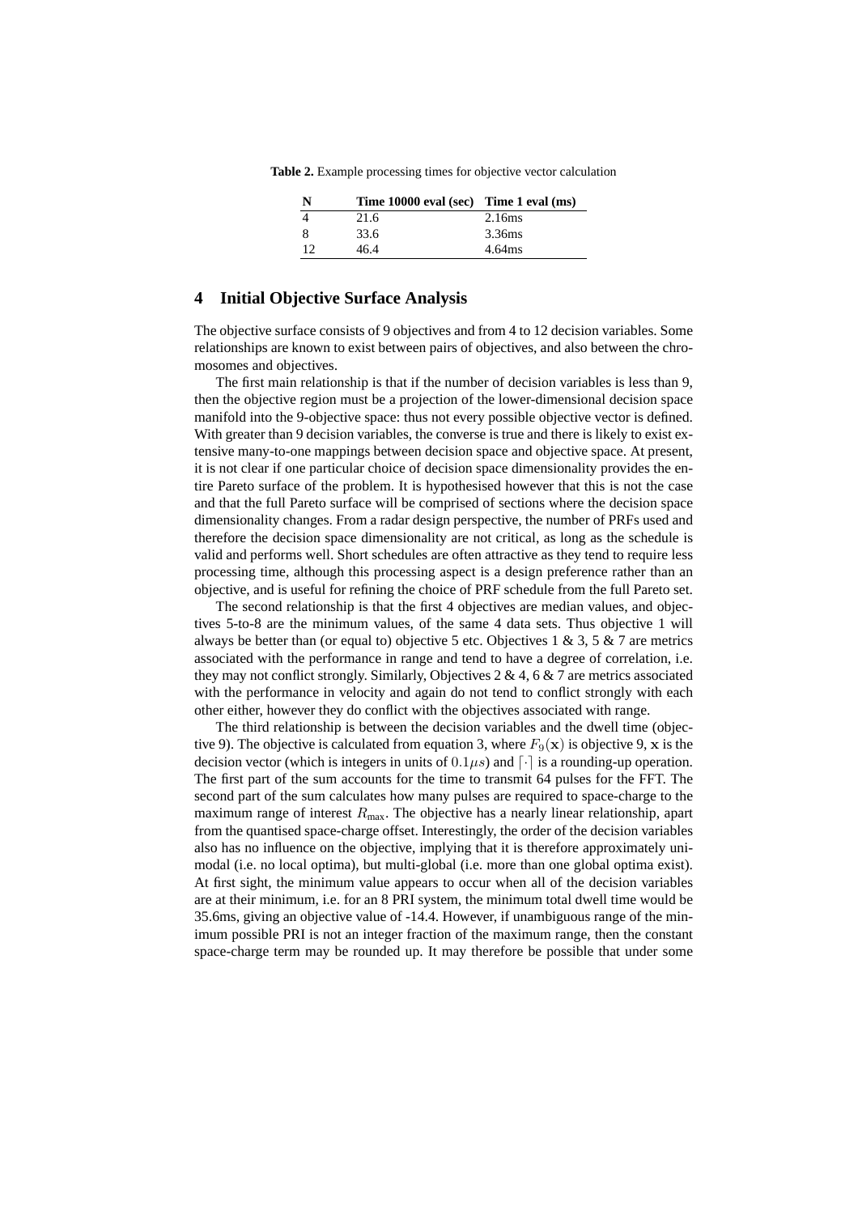**Table 2.** Example processing times for objective vector calculation

| N | Time 10000 eval (sec) | Time 1 eval (ms) |
|---|---|---|
| 4 | 21.6 | 2.16ms |
| 8 | 33.6 | 3.36ms |
| 12 | 46.4 | 4.64ms |

## 4 Initial Objective Surface Analysis

The objective surface consists of 9 objectives and from 4 to 12 decision variables. Some relationships are known to exist between pairs of objectives, and also between the chromosomes and objectives.

The first main relationship is that if the number of decision variables is less than 9, then the objective region must be a projection of the lower-dimensional decision space manifold into the 9-objective space: thus not every possible objective vector is defined. With greater than 9 decision variables, the converse is true and there is likely to exist extensive many-to-one mappings between decision space and objective space. At present, it is not clear if one particular choice of decision space dimensionality provides the entire Pareto surface of the problem. It is hypothesised however that this is not the case and that the full Pareto surface will be comprised of sections where the decision space dimensionality changes. From a radar design perspective, the number of PRFs used and therefore the decision space dimensionality are not critical, as long as the schedule is valid and performs well. Short schedules are often attractive as they tend to require less processing time, although this processing aspect is a design preference rather than an objective, and is useful for refining the choice of PRF schedule from the full Pareto set.

The second relationship is that the first 4 objectives are median values, and objectives 5-to-8 are the minimum values, of the same 4 data sets. Thus objective 1 will always be better than (or equal to) objective 5 etc. Objectives 1 & 3, 5 & 7 are metrics associated with the performance in range and tend to have a degree of correlation, i.e. they may not conflict strongly. Similarly, Objectives 2 & 4, 6 & 7 are metrics associated with the performance in velocity and again do not tend to conflict strongly with each other either, however they do conflict with the objectives associated with range.

The third relationship is between the decision variables and the dwell time (objective 9). The objective is calculated from equation 3, where $F_9(\mathbf{x})$ is objective 9, $\mathbf{x}$ is the decision vector (which is integers in units of $0.1\mu s$) and $\lceil \cdot \rceil$ is a rounding-up operation. The first part of the sum accounts for the time to transmit 64 pulses for the FFT. The second part of the sum calculates how many pulses are required to space-charge to the maximum range of interest $R_{\max}$. The objective has a nearly linear relationship, apart from the quantised space-charge offset. Interestingly, the order of the decision variables also has no influence on the objective, implying that it is therefore approximately unimodal (i.e. no local optima), but multi-global (i.e. more than one global optima exist). At first sight, the minimum value appears to occur when all of the decision variables are at their minimum, i.e. for an 8 PRI system, the minimum total dwell time would be 35.6ms, giving an objective value of -14.4. However, if unambiguous range of the minimum possible PRI is not an integer fraction of the maximum range, then the constant space-charge term may be rounded up. It may therefore be possible that under some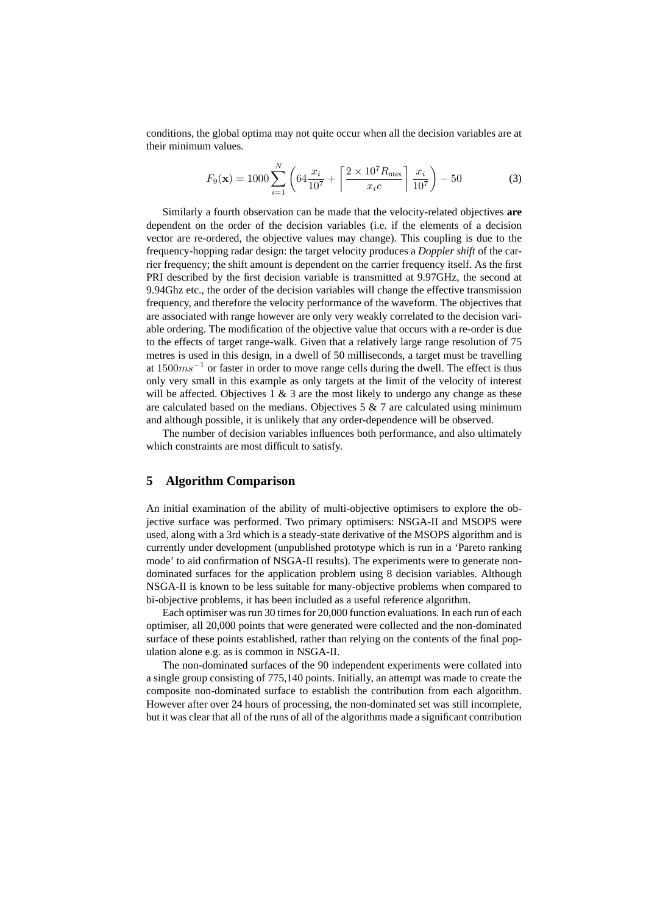conditions, the global optima may not quite occur when all the decision variables are at their minimum values.

$$F_9(\mathbf{x}) = 1000 \sum_{i=1}^{N} \left( 64 \frac{x_i}{10^7} + \left\lceil \frac{2 \times 10^7 R_{\max}}{x_i c} \right\rceil \frac{x_i}{10^7} \right) - 50 \tag{3}$$

Similarly a fourth observation can be made that the velocity-related objectives **are** dependent on the order of the decision variables (i.e. if the elements of a decision vector are re-ordered, the objective values may change). This coupling is due to the frequency-hopping radar design: the target velocity produces a *Doppler shift* of the carrier frequency; the shift amount is dependent on the carrier frequency itself. As the first PRI described by the first decision variable is transmitted at 9.97GHz, the second at 9.94Ghz etc., the order of the decision variables will change the effective transmission frequency, and therefore the velocity performance of the waveform. The objectives that are associated with range however are only very weakly correlated to the decision variable ordering. The modification of the objective value that occurs with a re-order is due to the effects of target range-walk. Given that a relatively large range resolution of 75 metres is used in this design, in a dwell of 50 milliseconds, a target must be travelling at $1500ms^{-1}$ or faster in order to move range cells during the dwell. The effect is thus only very small in this example as only targets at the limit of the velocity of interest will be affected. Objectives 1 & 3 are the most likely to undergo any change as these are calculated based on the medians. Objectives 5 & 7 are calculated using minimum and although possible, it is unlikely that any order-dependence will be observed.

The number of decision variables influences both performance, and also ultimately which constraints are most difficult to satisfy.

## 5 Algorithm Comparison

An initial examination of the ability of multi-objective optimisers to explore the objective surface was performed. Two primary optimisers: NSGA-II and MSOPS were used, along with a 3rd which is a steady-state derivative of the MSOPS algorithm and is currently under development (unpublished prototype which is run in a 'Pareto ranking mode' to aid confirmation of NSGA-II results). The experiments were to generate non-dominated surfaces for the application problem using 8 decision variables. Although NSGA-II is known to be less suitable for many-objective problems when compared to bi-objective problems, it has been included as a useful reference algorithm.

Each optimiser was run 30 times for 20,000 function evaluations. In each run of each optimiser, all 20,000 points that were generated were collected and the non-dominated surface of these points established, rather than relying on the contents of the final population alone e.g. as is common in NSGA-II.

The non-dominated surfaces of the 90 independent experiments were collated into a single group consisting of 775,140 points. Initially, an attempt was made to create the composite non-dominated surface to establish the contribution from each algorithm. However after over 24 hours of processing, the non-dominated set was still incomplete, but it was clear that all of the runs of all of the algorithms made a significant contribution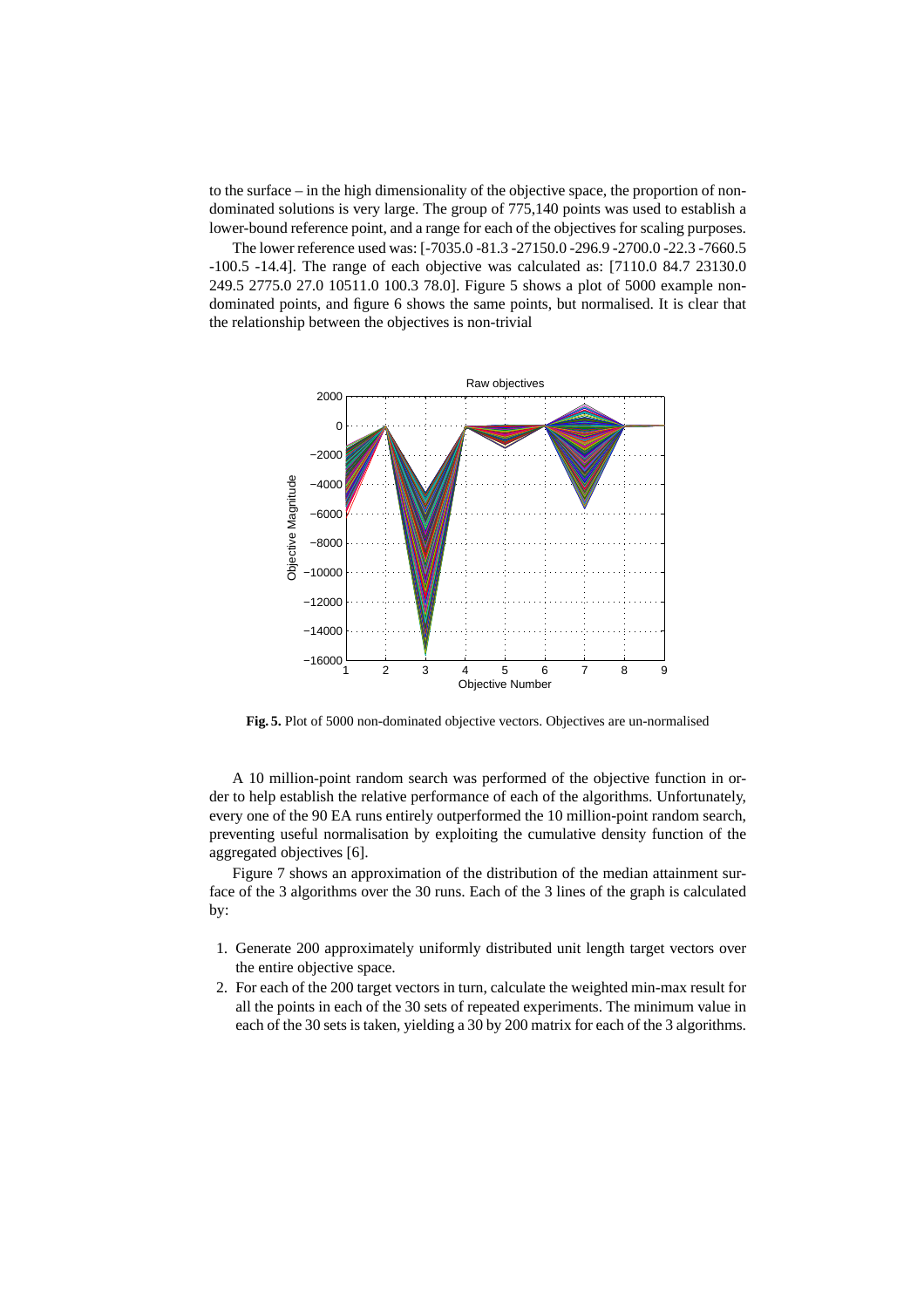to the surface – in the high dimensionality of the objective space, the proportion of non-dominated solutions is very large. The group of 775,140 points was used to establish a lower-bound reference point, and a range for each of the objectives for scaling purposes.

The lower reference used was: [-7035.0 -81.3 -27150.0 -296.9 -2700.0 -22.3 -7660.5 -100.5 -14.4]. The range of each objective was calculated as: [7110.0 84.7 23130.0 249.5 2775.0 27.0 10511.0 100.3 78.0]. Figure 5 shows a plot of 5000 example non-dominated points, and figure 6 shows the same points, but normalised. It is clear that the relationship between the objectives is non-trivial

**Fig. 5.** Plot of 5000 non-dominated objective vectors. Objectives are un-normalised

A 10 million-point random search was performed of the objective function in order to help establish the relative performance of each of the algorithms. Unfortunately, every one of the 90 EA runs entirely outperformed the 10 million-point random search, preventing useful normalisation by exploiting the cumulative density function of the aggregated objectives [6].

Figure 7 shows an approximation of the distribution of the median attainment surface of the 3 algorithms over the 30 runs. Each of the 3 lines of the graph is calculated by:

1. Generate 200 approximately uniformly distributed unit length target vectors over the entire objective space.
2. For each of the 200 target vectors in turn, calculate the weighted min-max result for all the points in each of the 30 sets of repeated experiments. The minimum value in each of the 30 sets is taken, yielding a 30 by 200 matrix for each of the 3 algorithms.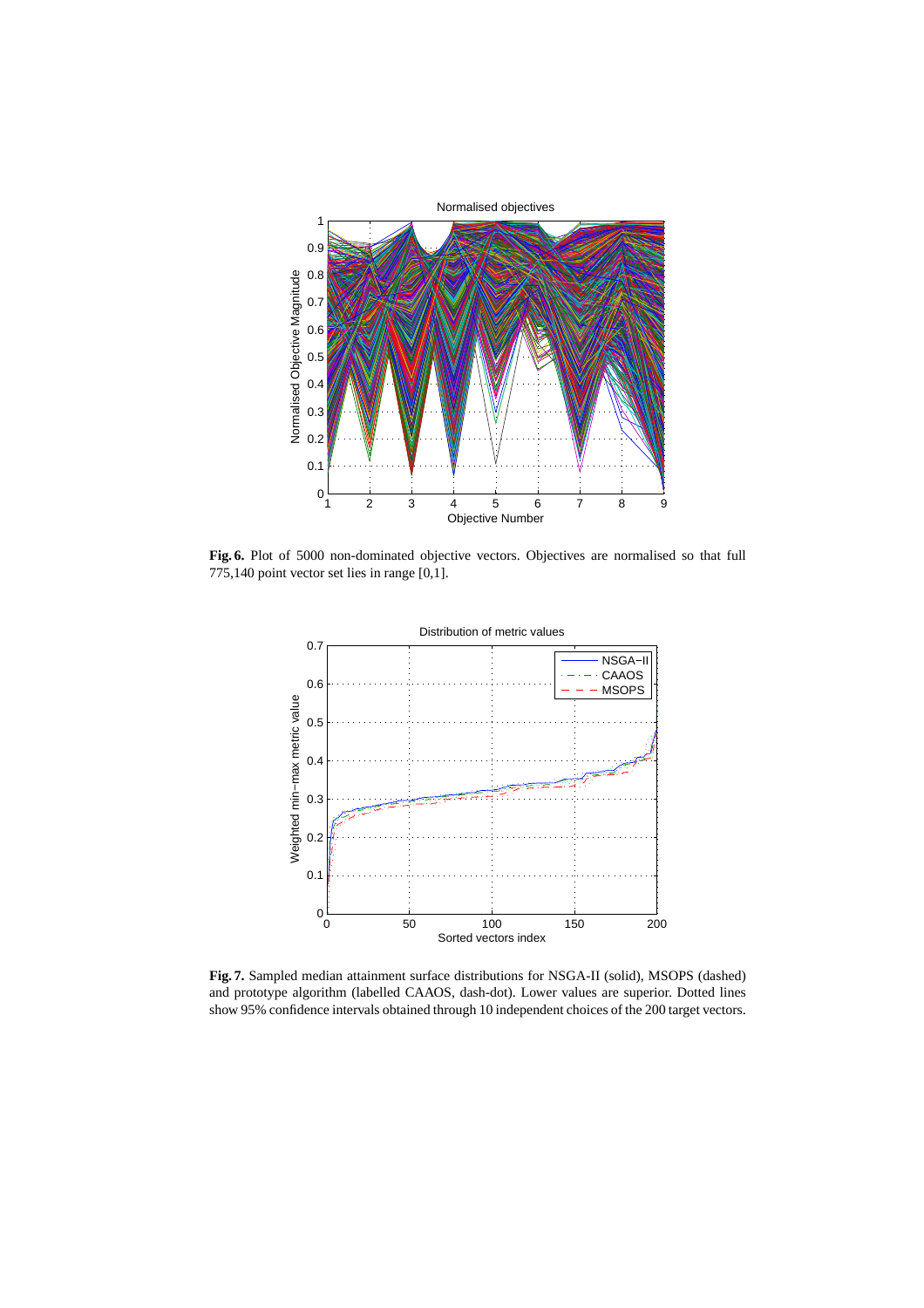**Fig. 6.** Plot of 5000 non-dominated objective vectors. Objectives are normalised so that full 775,140 point vector set lies in range [0,1].

**Fig. 7.** Sampled median attainment surface distributions for NSGA-II (solid), MSOPS (dashed) and prototype algorithm (labelled CAAOS, dash-dot). Lower values are superior. Dotted lines show 95% confidence intervals obtained through 10 independent choices of the 200 target vectors.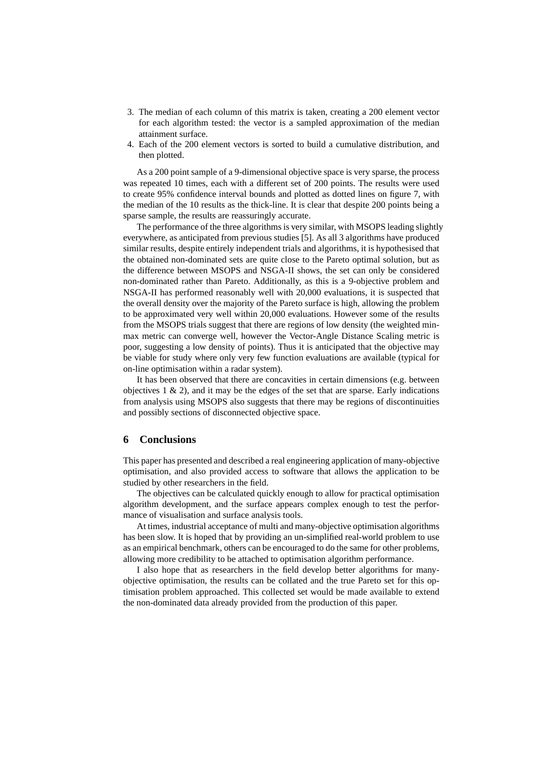3. The median of each column of this matrix is taken, creating a 200 element vector for each algorithm tested: the vector is a sampled approximation of the median attainment surface.
4. Each of the 200 element vectors is sorted to build a cumulative distribution, and then plotted.

As a 200 point sample of a 9-dimensional objective space is very sparse, the process was repeated 10 times, each with a different set of 200 points. The results were used to create 95% confidence interval bounds and plotted as dotted lines on figure 7, with the median of the 10 results as the thick-line. It is clear that despite 200 points being a sparse sample, the results are reassuringly accurate.

The performance of the three algorithms is very similar, with MSOPS leading slightly everywhere, as anticipated from previous studies [5]. As all 3 algorithms have produced similar results, despite entirely independent trials and algorithms, it is hypothesised that the obtained non-dominated sets are quite close to the Pareto optimal solution, but as the difference between MSOPS and NSGA-II shows, the set can only be considered non-dominated rather than Pareto. Additionally, as this is a 9-objective problem and NSGA-II has performed reasonably well with 20,000 evaluations, it is suspected that the overall density over the majority of the Pareto surface is high, allowing the problem to be approximated very well within 20,000 evaluations. However some of the results from the MSOPS trials suggest that there are regions of low density (the weighted min-max metric can converge well, however the Vector-Angle Distance Scaling metric is poor, suggesting a low density of points). Thus it is anticipated that the objective may be viable for study where only very few function evaluations are available (typical for on-line optimisation within a radar system).

It has been observed that there are concavities in certain dimensions (e.g. between objectives 1 & 2), and it may be the edges of the set that are sparse. Early indications from analysis using MSOPS also suggests that there may be regions of discontinuities and possibly sections of disconnected objective space.

## 6 Conclusions

This paper has presented and described a real engineering application of many-objective optimisation, and also provided access to software that allows the application to be studied by other researchers in the field.

The objectives can be calculated quickly enough to allow for practical optimisation algorithm development, and the surface appears complex enough to test the performance of visualisation and surface analysis tools.

At times, industrial acceptance of multi and many-objective optimisation algorithms has been slow. It is hoped that by providing an un-simplified real-world problem to use as an empirical benchmark, others can be encouraged to do the same for other problems, allowing more credibility to be attached to optimisation algorithm performance.

I also hope that as researchers in the field develop better algorithms for many-objective optimisation, the results can be collated and the true Pareto set for this optimisation problem approached. This collected set would be made available to extend the non-dominated data already provided from the production of this paper.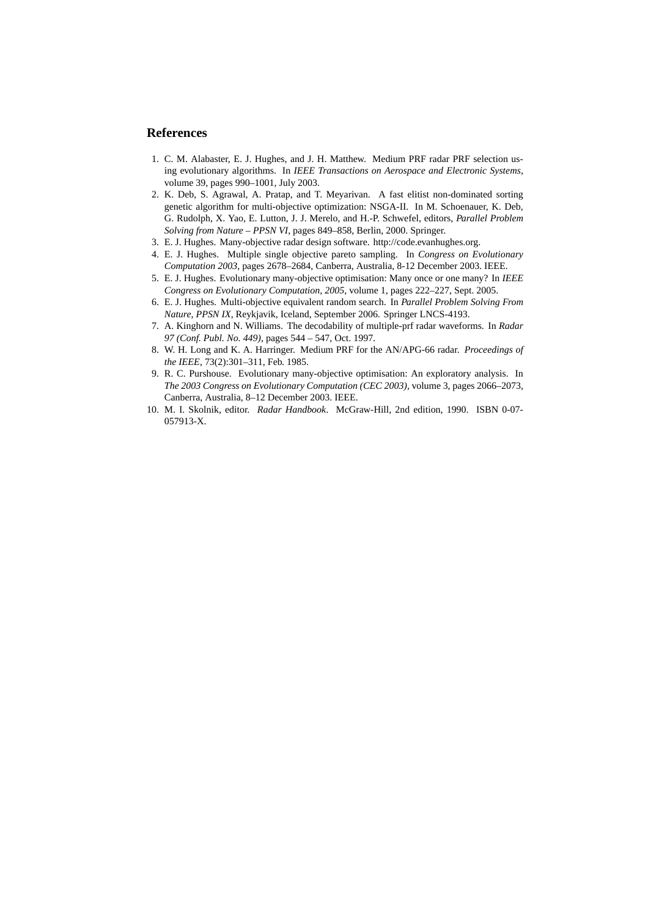## References

1. C. M. Alabaster, E. J. Hughes, and J. H. Matthew. Medium PRF radar PRF selection using evolutionary algorithms. In *IEEE Transactions on Aerospace and Electronic Systems*, volume 39, pages 990–1001, July 2003.
2. K. Deb, S. Agrawal, A. Pratap, and T. Meyarivan. A fast elitist non-dominated sorting genetic algorithm for multi-objective optimization: NSGA-II. In M. Schoenauer, K. Deb, G. Rudolph, X. Yao, E. Lutton, J. J. Merelo, and H.-P. Schwefel, editors, *Parallel Problem Solving from Nature – PPSN VI*, pages 849–858, Berlin, 2000. Springer.
3. E. J. Hughes. Many-objective radar design software. http://code.evanhughes.org.
4. E. J. Hughes. Multiple single objective pareto sampling. In *Congress on Evolutionary Computation 2003*, pages 2678–2684, Canberra, Australia, 8-12 December 2003. IEEE.
5. E. J. Hughes. Evolutionary many-objective optimisation: Many once or one many? In *IEEE Congress on Evolutionary Computation, 2005*, volume 1, pages 222–227, Sept. 2005.
6. E. J. Hughes. Multi-objective equivalent random search. In *Parallel Problem Solving From Nature, PPSN IX*, Reykjavik, Iceland, September 2006. Springer LNCS-4193.
7. A. Kinghorn and N. Williams. The decodability of multiple-prf radar waveforms. In *Radar 97 (Conf. Publ. No. 449)*, pages 544 – 547, Oct. 1997.
8. W. H. Long and K. A. Harringer. Medium PRF for the AN/APG-66 radar. *Proceedings of the IEEE*, 73(2):301–311, Feb. 1985.
9. R. C. Purshouse. Evolutionary many-objective optimisation: An exploratory analysis. In *The 2003 Congress on Evolutionary Computation (CEC 2003)*, volume 3, pages 2066–2073, Canberra, Australia, 8–12 December 2003. IEEE.
10. M. I. Skolnik, editor. *Radar Handbook*. McGraw-Hill, 2nd edition, 1990. ISBN 0-07-057913-X.